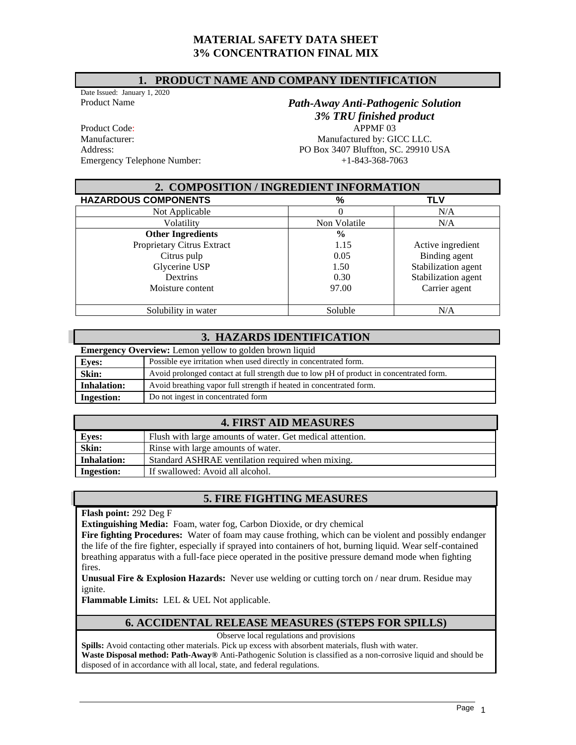# MATERIAL SAFETY DATA SHEET
# 3% CONCENTRATION FINAL MIX

## 1. PRODUCT NAME AND COMPANY IDENTIFICATION

Date Issued: January 1, 2020

| | |
|---|---|
| Product Name | ***Path-Away Anti-Pathogenic Solution 3% TRU finished product*** |
| Product Code: | APPMF 03 |
| Manufacturer: | Manufactured by: GICC LLC. |
| Address: | PO Box 3407 Bluffton, SC. 29910 USA |
| Emergency Telephone Number: | +1-843-368-7063 |

## 2. COMPOSITION / INGREDIENT INFORMATION

| HAZARDOUS COMPONENTS | % | TLV |
|---|---|---|
| Not Applicable | 0 | N/A |
| Volatility | Non Volatile | N/A |
| **Other Ingredients** | **%** | |
| Proprietary Citrus Extract | 1.15 | Active ingredient |
| Citrus pulp | 0.05 | Binding agent |
| Glycerine USP | 1.50 | Stabilization agent |
| Dextrins | 0.30 | Stabilization agent |
| Moisture content | 97.00 | Carrier agent |
| Solubility in water | Soluble | N/A |

## 3. HAZARDS IDENTIFICATION

**Emergency Overview:** Lemon yellow to golden brown liquid

| | |
|---|---|
| **Eyes:** | Possible eye irritation when used directly in concentrated form. |
| **Skin:** | Avoid prolonged contact at full strength due to low pH of product in concentrated form. |
| **Inhalation:** | Avoid breathing vapor full strength if heated in concentrated form. |
| **Ingestion:** | Do not ingest in concentrated form |

## 4. FIRST AID MEASURES

| | |
|---|---|
| **Eyes:** | Flush with large amounts of water. Get medical attention. |
| **Skin:** | Rinse with large amounts of water. |
| **Inhalation:** | Standard ASHRAE ventilation required when mixing. |
| **Ingestion:** | If swallowed: Avoid all alcohol. |

## 5. FIRE FIGHTING MEASURES

**Flash point:** 292 Deg F

**Extinguishing Media:** Foam, water fog, Carbon Dioxide, or dry chemical

**Fire fighting Procedures:** Water of foam may cause frothing, which can be violent and possibly endanger the life of the fire fighter, especially if sprayed into containers of hot, burning liquid. Wear self-contained breathing apparatus with a full-face piece operated in the positive pressure demand mode when fighting fires.

**Unusual Fire & Explosion Hazards:** Never use welding or cutting torch on / near drum. Residue may ignite.

**Flammable Limits:** LEL & UEL Not applicable.

## 6. ACCIDENTAL RELEASE MEASURES (STEPS FOR SPILLS)

Observe local regulations and provisions

**Spills:** Avoid contacting other materials. Pick up excess with absorbent materials, flush with water.

**Waste Disposal method: Path-Away®** Anti-Pathogenic Solution is classified as a non-corrosive liquid and should be disposed of in accordance with all local, state, and federal regulations.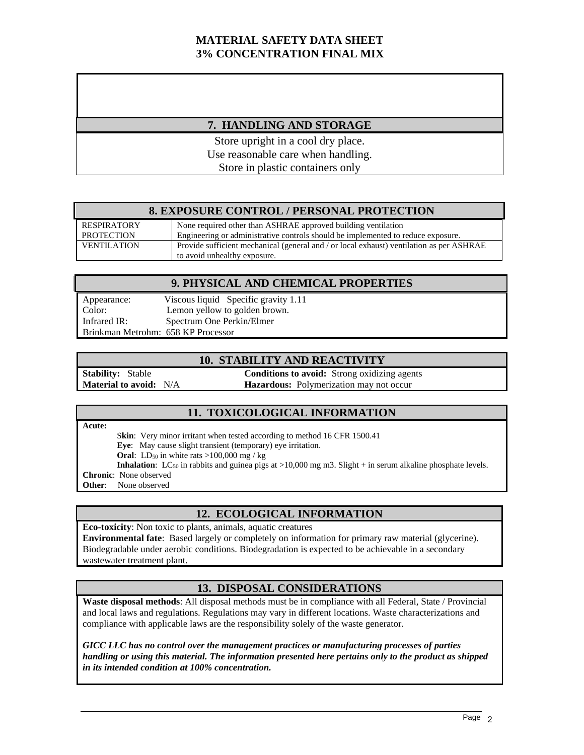# MATERIAL SAFETY DATA SHEET
# 3% CONCENTRATION FINAL MIX

## 7. HANDLING AND STORAGE

Store upright in a cool dry place.
Use reasonable care when handling.
Store in plastic containers only

## 8. EXPOSURE CONTROL / PERSONAL PROTECTION

| | |
|---|---|
| RESPIRATORY PROTECTION | None required other than ASHRAE approved building ventilation Engineering or administrative controls should be implemented to reduce exposure. |
| VENTILATION | Provide sufficient mechanical (general and / or local exhaust) ventilation as per ASHRAE to avoid unhealthy exposure. |

## 9. PHYSICAL AND CHEMICAL PROPERTIES

Appearance: Viscous liquid Specific gravity 1.11
Color: Lemon yellow to golden brown.
Infrared IR: Spectrum One Perkin/Elmer
Brinkman Metrohm: 658 KP Processor

## 10. STABILITY AND REACTIVITY

**Stability:** Stable
**Conditions to avoid:** Strong oxidizing agents
**Material to avoid:** N/A
**Hazardous:** Polymerization may not occur

## 11. TOXICOLOGICAL INFORMATION

**Acute:**

**Skin**: Very minor irritant when tested according to method 16 CFR 1500.41
**Eye**: May cause slight transient (temporary) eye irritation.
**Oral**: $LD_{50}$ in white rats >100,000 mg / kg
**Inhalation**: $LC_{50}$ in rabbits and guinea pigs at >10,000 mg m3. Slight + in serum alkaline phosphate levels.

**Chronic**: None observed
**Other**: None observed

## 12. ECOLOGICAL INFORMATION

**Eco-toxicity**: Non toxic to plants, animals, aquatic creatures
**Environmental fate**: Based largely or completely on information for primary raw material (glycerine). Biodegradable under aerobic conditions. Biodegradation is expected to be achievable in a secondary wastewater treatment plant.

## 13. DISPOSAL CONSIDERATIONS

**Waste disposal methods**: All disposal methods must be in compliance with all Federal, State / Provincial and local laws and regulations. Regulations may vary in different locations. Waste characterizations and compliance with applicable laws are the responsibility solely of the waste generator.

***GICC LLC has no control over the management practices or manufacturing processes of parties handling or using this material. The information presented here pertains only to the product as shipped in its intended condition at 100% concentration.***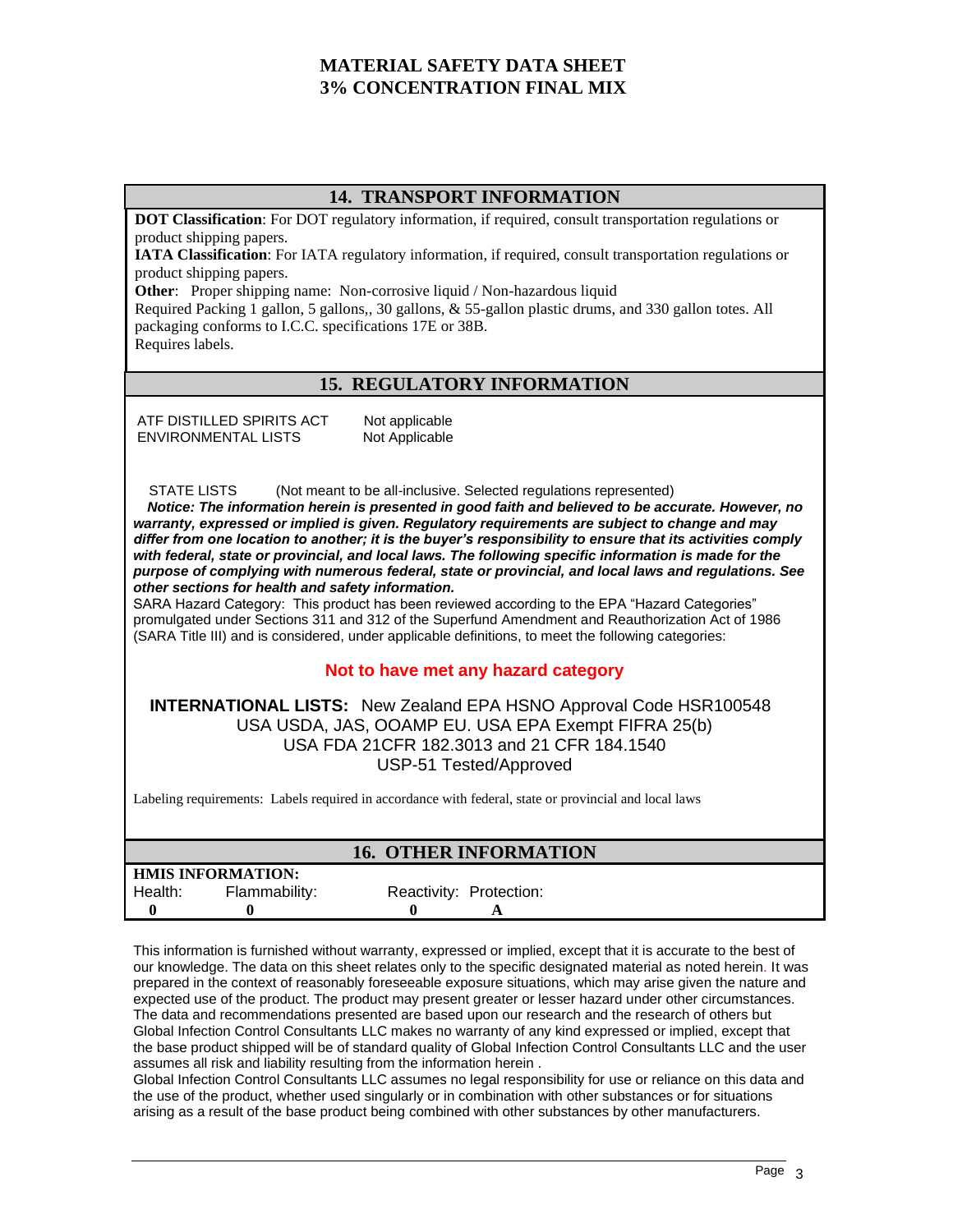# MATERIAL SAFETY DATA SHEET
# 3% CONCENTRATION FINAL MIX

## 14. TRANSPORT INFORMATION

**DOT Classification**: For DOT regulatory information, if required, consult transportation regulations or product shipping papers.
**IATA Classification**: For IATA regulatory information, if required, consult transportation regulations or product shipping papers.
**Other**: Proper shipping name: Non-corrosive liquid / Non-hazardous liquid
Required Packing 1 gallon, 5 gallons,, 30 gallons, & 55-gallon plastic drums, and 330 gallon totes. All packaging conforms to I.C.C. specifications 17E or 38B.
Requires labels.

## 15. REGULATORY INFORMATION

| | |
|---|---|
| ATF DISTILLED SPIRITS ACT | Not applicable |
| ENVIRONMENTAL LISTS | Not Applicable |

STATE LISTS (Not meant to be all-inclusive. Selected regulations represented)

***Notice: The information herein is presented in good faith and believed to be accurate. However, no warranty, expressed or implied is given. Regulatory requirements are subject to change and may differ from one location to another; it is the buyer's responsibility to ensure that its activities comply with federal, state or provincial, and local laws. The following specific information is made for the purpose of complying with numerous federal, state or provincial, and local laws and regulations. See other sections for health and safety information.***

SARA Hazard Category: This product has been reviewed according to the EPA "Hazard Categories" promulgated under Sections 311 and 312 of the Superfund Amendment and Reauthorization Act of 1986 (SARA Title III) and is considered, under applicable definitions, to meet the following categories:

**Not to have met any hazard category**

**INTERNATIONAL LISTS:** New Zealand EPA HSNO Approval Code HSR100548
USA USDA, JAS, OOAMP EU. USA EPA Exempt FIFRA 25(b)
USA FDA 21CFR 182.3013 and 21 CFR 184.1540
USP-51 Tested/Approved

Labeling requirements: Labels required in accordance with federal, state or provincial and local laws

## 16. OTHER INFORMATION

**HMIS INFORMATION:**

| Health: | Flammability: | Reactivity: | Protection: |
|---|---|---|---|
| **0** | **0** | **0** | **A** |

This information is furnished without warranty, expressed or implied, except that it is accurate to the best of our knowledge. The data on this sheet relates only to the specific designated material as noted herein. It was prepared in the context of reasonably foreseeable exposure situations, which may arise given the nature and expected use of the product. The product may present greater or lesser hazard under other circumstances. The data and recommendations presented are based upon our research and the research of others but Global Infection Control Consultants LLC makes no warranty of any kind expressed or implied, except that the base product shipped will be of standard quality of Global Infection Control Consultants LLC and the user assumes all risk and liability resulting from the information herein .
Global Infection Control Consultants LLC assumes no legal responsibility for use or reliance on this data and the use of the product, whether used singularly or in combination with other substances or for situations arising as a result of the base product being combined with other substances by other manufacturers.